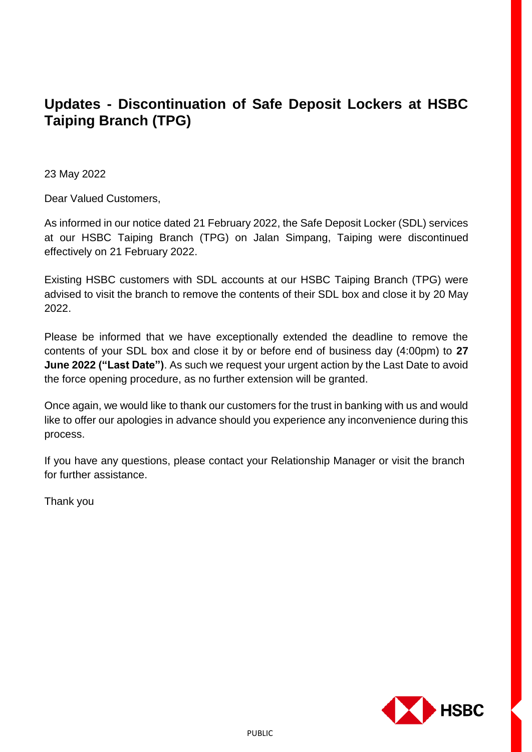# Updates - Discontinuation of Safe Deposit Lockers at HSBC Taiping Branch (TPG)

23 May 2022

Dear Valued Customers,

As informed in our notice dated 21 February 2022, the Safe Deposit Locker (SDL) services at our HSBC Taiping Branch (TPG) on Jalan Simpang, Taiping were discontinued effectively on 21 February 2022.

Existing HSBC customers with SDL accounts at our HSBC Taiping Branch (TPG) were advised to visit the branch to remove the contents of their SDL box and close it by 20 May 2022.

Please be informed that we have exceptionally extended the deadline to remove the contents of your SDL box and close it by or before end of business day (4:00pm) to **27 June 2022 ("Last Date")**. As such we request your urgent action by the Last Date to avoid the force opening procedure, as no further extension will be granted.

Once again, we would like to thank our customers for the trust in banking with us and would like to offer our apologies in advance should you experience any inconvenience during this process.

If you have any questions, please contact your Relationship Manager or visit the branch for further assistance.

Thank you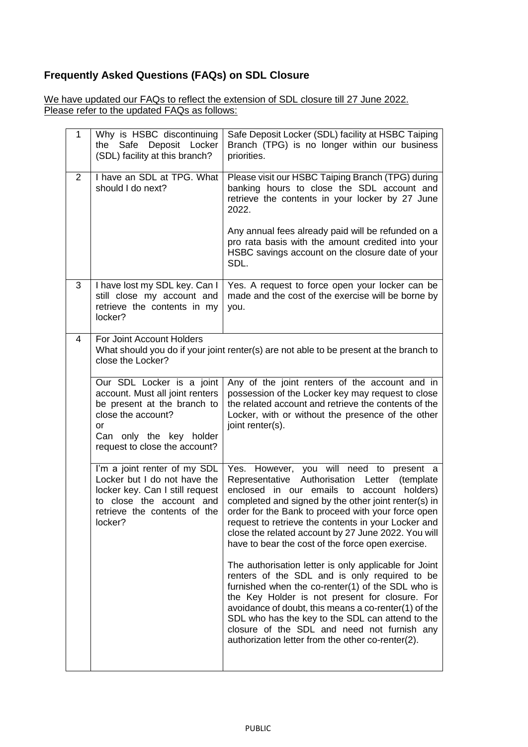## Frequently Asked Questions (FAQs) on SDL Closure

We have updated our FAQs to reflect the extension of SDL closure till 27 June 2022. Please refer to the updated FAQs as follows:

| | | |
|---|---|---|
| 1 | Why is HSBC discontinuing the Safe Deposit Locker (SDL) facility at this branch? | Safe Deposit Locker (SDL) facility at HSBC Taiping Branch (TPG) is no longer within our business priorities. |
| 2 | I have an SDL at TPG. What should I do next? | Please visit our HSBC Taiping Branch (TPG) during banking hours to close the SDL account and retrieve the contents in your locker by 27 June 2022.<br><br>Any annual fees already paid will be refunded on a pro rata basis with the amount credited into your HSBC savings account on the closure date of your SDL. |
| 3 | I have lost my SDL key. Can I still close my account and retrieve the contents in my locker? | Yes. A request to force open your locker can be made and the cost of the exercise will be borne by you. |
| 4 | For Joint Account Holders<br>What should you do if your joint renter(s) are not able to be present at the branch to close the Locker? | |
| | Our SDL Locker is a joint account. Must all joint renters be present at the branch to close the account?<br>or<br>Can only the key holder request to close the account? | Any of the joint renters of the account and in possession of the Locker key may request to close the related account and retrieve the contents of the Locker, with or without the presence of the other joint renter(s). |
| | I'm a joint renter of my SDL Locker but I do not have the locker key. Can I still request to close the account and retrieve the contents of the locker? | Yes. However, you will need to present a Representative Authorisation Letter (template enclosed in our emails to account holders) completed and signed by the other joint renter(s) in order for the Bank to proceed with your force open request to retrieve the contents in your Locker and close the related account by 27 June 2022. You will have to bear the cost of the force open exercise.<br><br>The authorisation letter is only applicable for Joint renters of the SDL and is only required to be furnished when the co-renter(1) of the SDL who is the Key Holder is not present for closure. For avoidance of doubt, this means a co-renter(1) of the SDL who has the key to the SDL can attend to the closure of the SDL and need not furnish any authorization letter from the other co-renter(2). |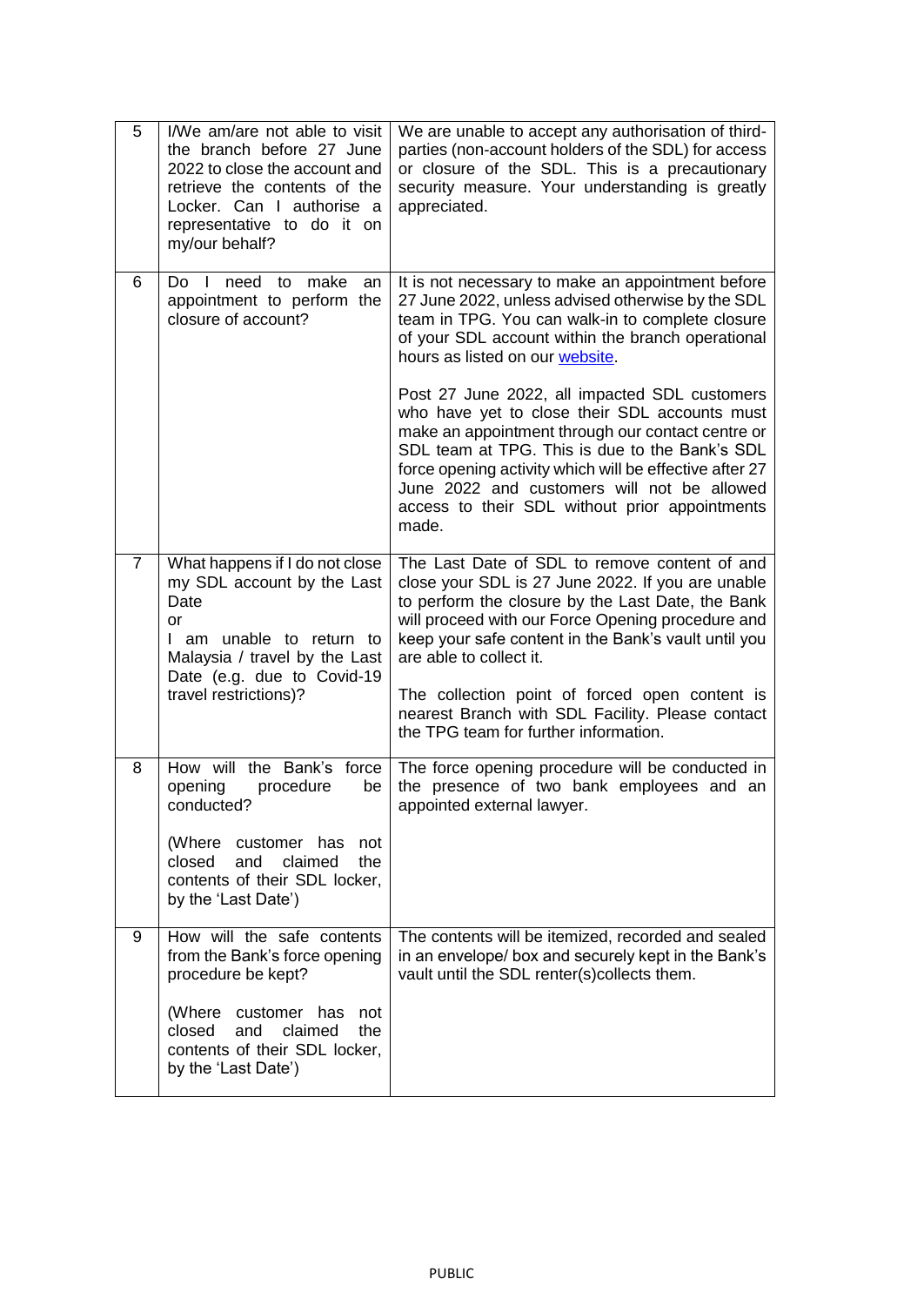| | | |
|---|---|---|
| 5 | I/We am/are not able to visit the branch before 27 June 2022 to close the account and retrieve the contents of the Locker. Can I authorise a representative to do it on my/our behalf? | We are unable to accept any authorisation of third-parties (non-account holders of the SDL) for access or closure of the SDL. This is a precautionary security measure. Your understanding is greatly appreciated. |
| 6 | Do I need to make an appointment to perform the closure of account? | It is not necessary to make an appointment before 27 June 2022, unless advised otherwise by the SDL team in TPG. You can walk-in to complete closure of your SDL account within the branch operational hours as listed on our website.<br><br>Post 27 June 2022, all impacted SDL customers who have yet to close their SDL accounts must make an appointment through our contact centre or SDL team at TPG. This is due to the Bank's SDL force opening activity which will be effective after 27 June 2022 and customers will not be allowed access to their SDL without prior appointments made. |
| 7 | What happens if I do not close my SDL account by the Last Date<br>or<br>I am unable to return to Malaysia / travel by the Last Date (e.g. due to Covid-19 travel restrictions)? | The Last Date of SDL to remove content of and close your SDL is 27 June 2022. If you are unable to perform the closure by the Last Date, the Bank will proceed with our Force Opening procedure and keep your safe content in the Bank's vault until you are able to collect it.<br><br>The collection point of forced open content is nearest Branch with SDL Facility. Please contact the TPG team for further information. |
| 8 | How will the Bank's force opening procedure be conducted?<br><br>(Where customer has not closed and claimed the contents of their SDL locker, by the 'Last Date') | The force opening procedure will be conducted in the presence of two bank employees and an appointed external lawyer. |
| 9 | How will the safe contents from the Bank's force opening procedure be kept?<br><br>(Where customer has not closed and claimed the contents of their SDL locker, by the 'Last Date') | The contents will be itemized, recorded and sealed in an envelope/ box and securely kept in the Bank's vault until the SDL renter(s)collects them. |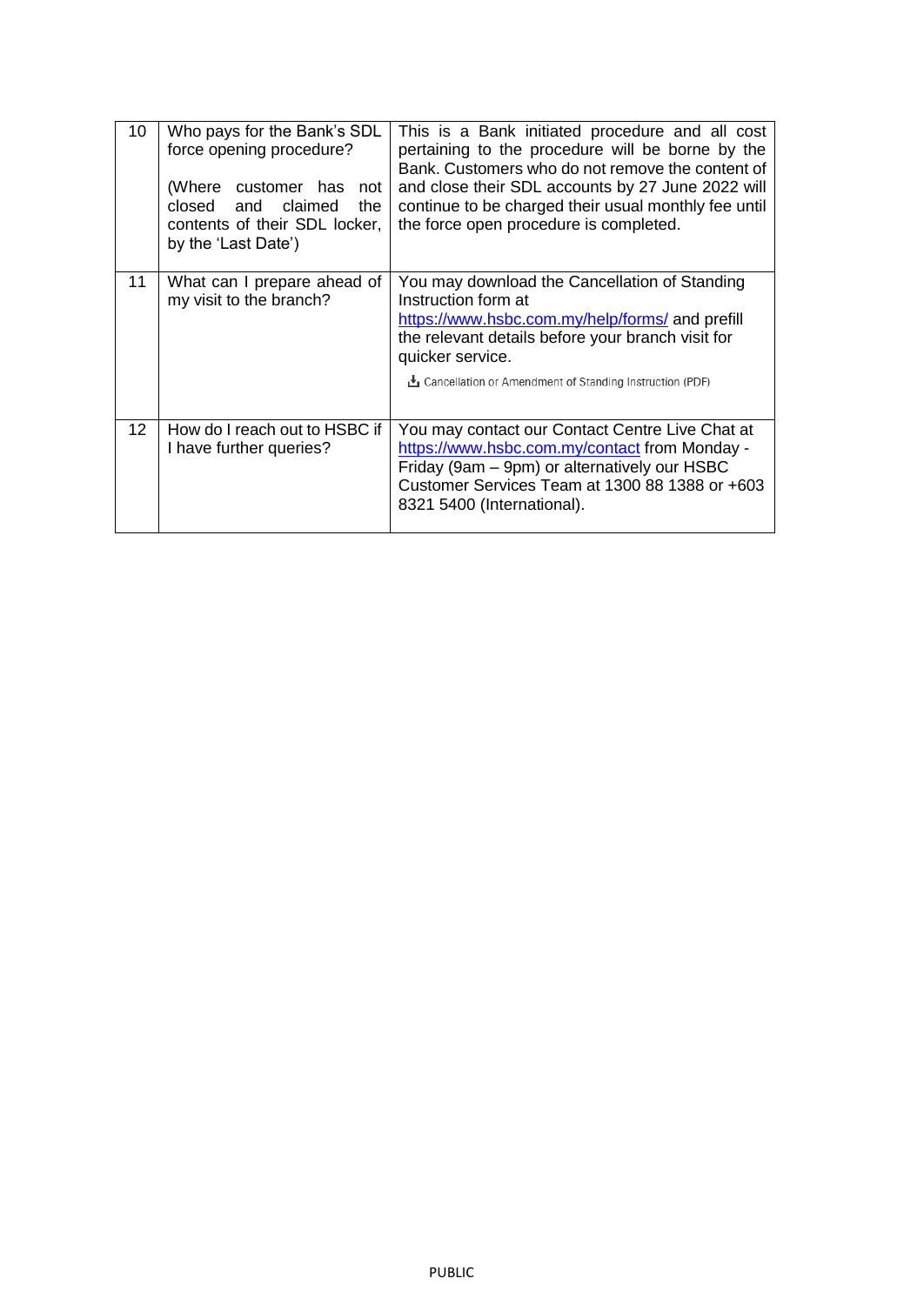| | | |
|---|---|---|
| 10 | Who pays for the Bank's SDL force opening procedure?<br><br>(Where customer has not closed and claimed the contents of their SDL locker, by the 'Last Date') | This is a Bank initiated procedure and all cost pertaining to the procedure will be borne by the Bank. Customers who do not remove the content of and close their SDL accounts by 27 June 2022 will continue to be charged their usual monthly fee until the force open procedure is completed. |
| 11 | What can I prepare ahead of my visit to the branch? | You may download the Cancellation of Standing Instruction form at https://www.hsbc.com.my/help/forms/ and prefill the relevant details before your branch visit for quicker service.<br><br>Cancellation or Amendment of Standing Instruction (PDF) |
| 12 | How do I reach out to HSBC if I have further queries? | You may contact our Contact Centre Live Chat at https://www.hsbc.com.my/contact from Monday - Friday (9am – 9pm) or alternatively our HSBC Customer Services Team at 1300 88 1388 or +603 8321 5400 (International). |

PUBLIC